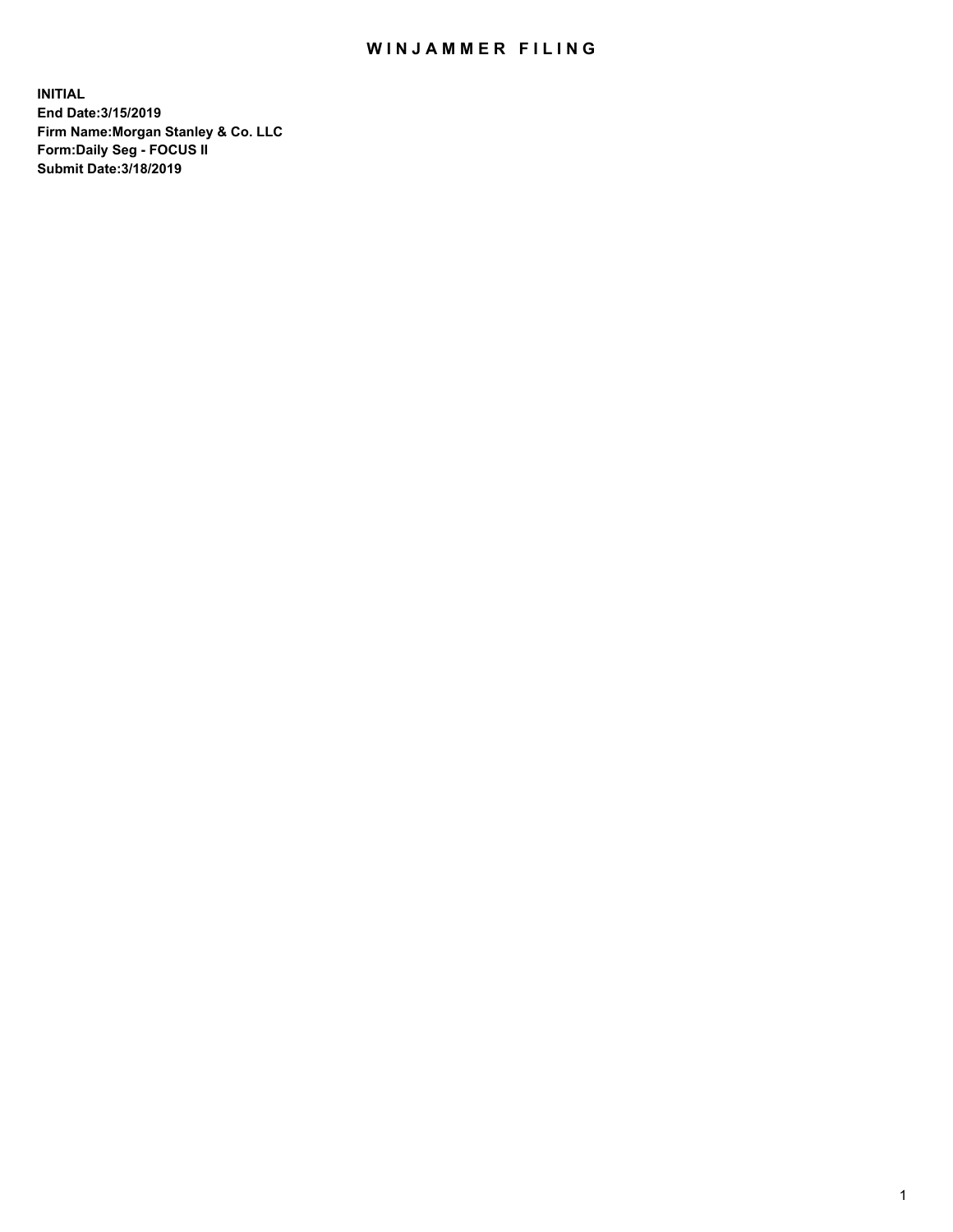# WINJAMMER FILING

**INITIAL**
**End Date:3/15/2019**
**Firm Name:Morgan Stanley & Co. LLC**
**Form:Daily Seg - FOCUS II**
**Submit Date:3/18/2019**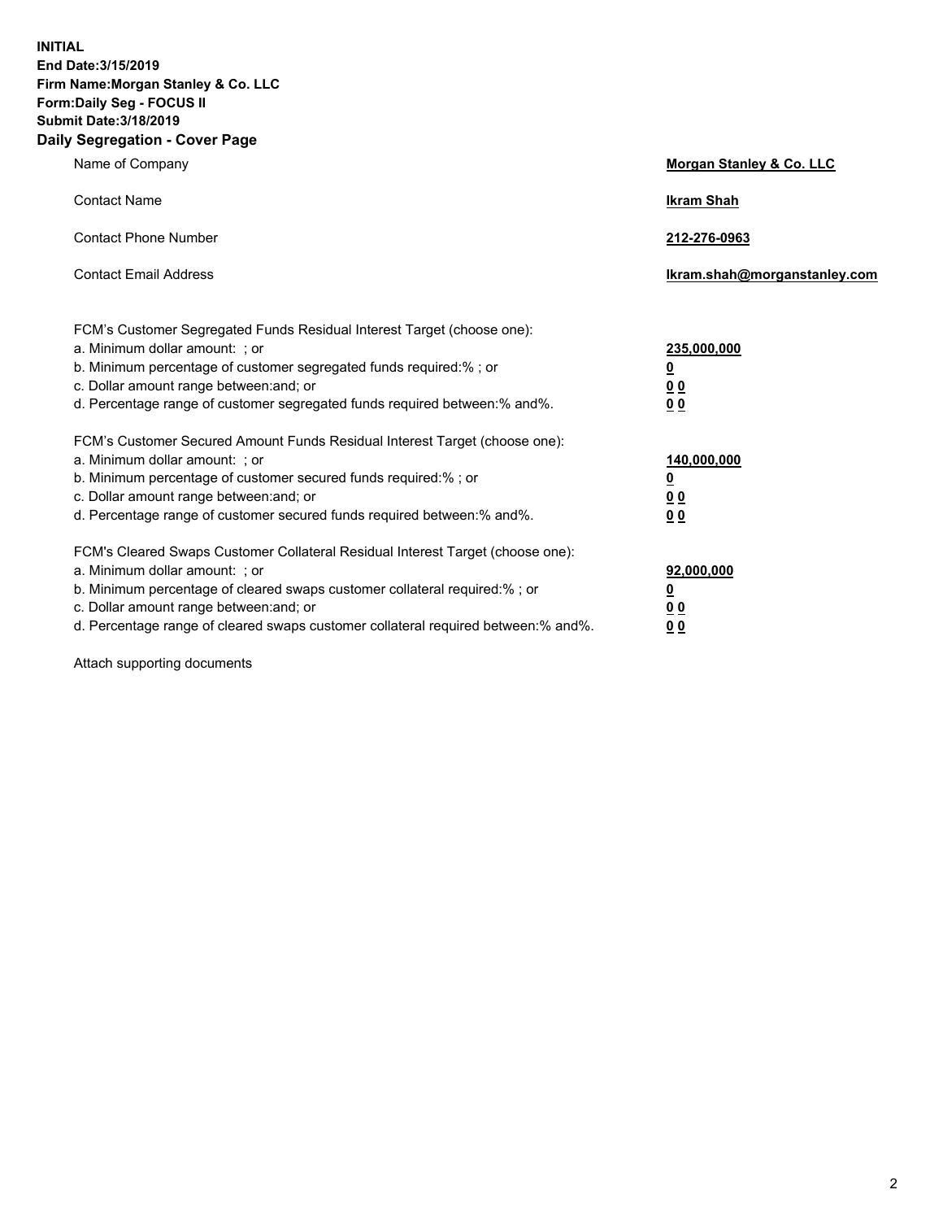**INITIAL**
**End Date:3/15/2019**
**Firm Name:Morgan Stanley & Co. LLC**
**Form:Daily Seg - FOCUS II**
**Submit Date:3/18/2019**
**Daily Segregation - Cover Page**

| | |
|---|---|
| Name of Company | **Morgan Stanley & Co. LLC** |
| Contact Name | **Ikram Shah** |
| Contact Phone Number | **212-276-0963** |
| Contact Email Address | **Ikram.shah@morganstanley.com** |

| | |
|---|---|
| FCM's Customer Segregated Funds Residual Interest Target (choose one): | |
| a. Minimum dollar amount: ; or | **235,000,000** |
| b. Minimum percentage of customer segregated funds required:% ; or | **0** |
| c. Dollar amount range between:and; or | **0 0** |
| d. Percentage range of customer segregated funds required between:% and%. | **0 0** |
| FCM's Customer Secured Amount Funds Residual Interest Target (choose one): | |
| a. Minimum dollar amount: ; or | **140,000,000** |
| b. Minimum percentage of customer secured funds required:% ; or | **0** |
| c. Dollar amount range between:and; or | **0 0** |
| d. Percentage range of customer secured funds required between:% and%. | **0 0** |
| FCM's Cleared Swaps Customer Collateral Residual Interest Target (choose one): | |
| a. Minimum dollar amount: ; or | **92,000,000** |
| b. Minimum percentage of cleared swaps customer collateral required:% ; or | **0** |
| c. Dollar amount range between:and; or | **0 0** |
| d. Percentage range of cleared swaps customer collateral required between:% and%. | **0 0** |

Attach supporting documents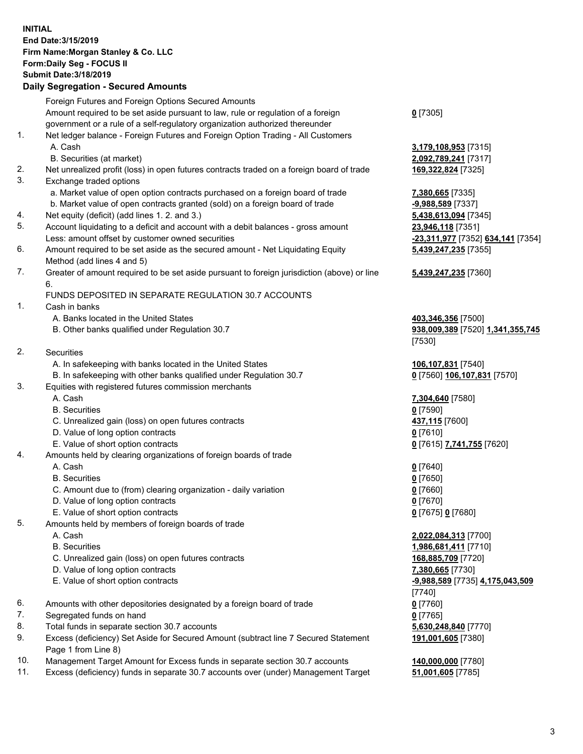**INITIAL**
**End Date:3/15/2019**
**Firm Name:Morgan Stanley & Co. LLC**
**Form:Daily Seg - FOCUS II**
**Submit Date:3/18/2019**

## Daily Segregation - Secured Amounts

| | | |
|---|---|---|
| | Foreign Futures and Foreign Options Secured Amounts | |
| | Amount required to be set aside pursuant to law, rule or regulation of a foreign government or a rule of a self-regulatory organization authorized thereunder | **0** [7305] |
| 1. | Net ledger balance - Foreign Futures and Foreign Option Trading - All Customers | |
| | A. Cash | **3,179,108,953** [7315] |
| | B. Securities (at market) | **2,092,789,241** [7317] |
| 2. | Net unrealized profit (loss) in open futures contracts traded on a foreign board of trade | **169,322,824** [7325] |
| 3. | Exchange traded options | |
| | a. Market value of open option contracts purchased on a foreign board of trade | **7,380,665** [7335] |
| | b. Market value of open contracts granted (sold) on a foreign board of trade | **-9,988,589** [7337] |
| 4. | Net equity (deficit) (add lines 1. 2. and 3.) | **5,438,613,094** [7345] |
| 5. | Account liquidating to a deficit and account with a debit balances - gross amount | **23,946,118** [7351] |
| | Less: amount offset by customer owned securities | **-23,311,977** [7352] **634,141** [7354] |
| 6. | Amount required to be set aside as the secured amount - Net Liquidating Equity Method (add lines 4 and 5) | **5,439,247,235** [7355] |
| 7. | Greater of amount required to be set aside pursuant to foreign jurisdiction (above) or line 6. | **5,439,247,235** [7360] |
| | FUNDS DEPOSITED IN SEPARATE REGULATION 30.7 ACCOUNTS | |
| 1. | Cash in banks | |
| | A. Banks located in the United States | **403,346,356** [7500] |
| | B. Other banks qualified under Regulation 30.7 | **938,009,389** [7520] **1,341,355,745** [7530] |
| 2. | Securities | |
| | A. In safekeeping with banks located in the United States | **106,107,831** [7540] |
| | B. In safekeeping with other banks qualified under Regulation 30.7 | **0** [7560] **106,107,831** [7570] |
| 3. | Equities with registered futures commission merchants | |
| | A. Cash | **7,304,640** [7580] |
| | B. Securities | **0** [7590] |
| | C. Unrealized gain (loss) on open futures contracts | **437,115** [7600] |
| | D. Value of long option contracts | **0** [7610] |
| | E. Value of short option contracts | **0** [7615] **7,741,755** [7620] |
| 4. | Amounts held by clearing organizations of foreign boards of trade | |
| | A. Cash | **0** [7640] |
| | B. Securities | **0** [7650] |
| | C. Amount due to (from) clearing organization - daily variation | **0** [7660] |
| | D. Value of long option contracts | **0** [7670] |
| | E. Value of short option contracts | **0** [7675] **0** [7680] |
| 5. | Amounts held by members of foreign boards of trade | |
| | A. Cash | **2,022,084,313** [7700] |
| | B. Securities | **1,986,681,411** [7710] |
| | C. Unrealized gain (loss) on open futures contracts | **168,885,709** [7720] |
| | D. Value of long option contracts | **7,380,665** [7730] |
| | E. Value of short option contracts | **-9,988,589** [7735] **4,175,043,509** [7740] |
| 6. | Amounts with other depositories designated by a foreign board of trade | **0** [7760] |
| 7. | Segregated funds on hand | **0** [7765] |
| 8. | Total funds in separate section 30.7 accounts | **5,630,248,840** [7770] |
| 9. | Excess (deficiency) Set Aside for Secured Amount (subtract line 7 Secured Statement Page 1 from Line 8) | **191,001,605** [7380] |
| 10. | Management Target Amount for Excess funds in separate section 30.7 accounts | **140,000,000** [7780] |
| 11. | Excess (deficiency) funds in separate 30.7 accounts over (under) Management Target | **51,001,605** [7785] |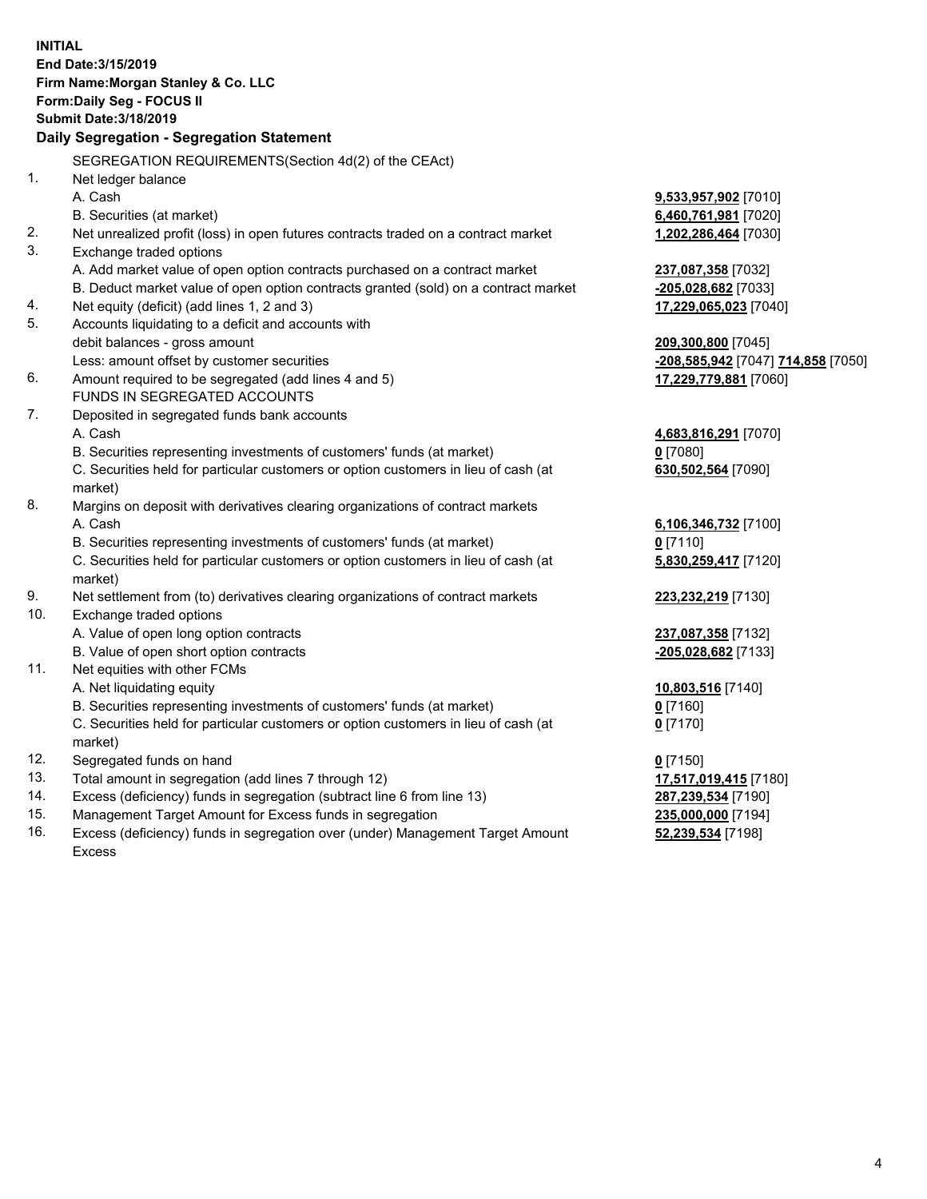**INITIAL**
**End Date:3/15/2019**
**Firm Name:Morgan Stanley & Co. LLC**
**Form:Daily Seg - FOCUS II**
**Submit Date:3/18/2019**

**Daily Segregation - Segregation Statement**

SEGREGATION REQUIREMENTS(Section 4d(2) of the CEAct)

| | | |
|---|---|---|
| 1. | Net ledger balance | |
| | A. Cash | **9,533,957,902** [7010] |
| | B. Securities (at market) | **6,460,761,981** [7020] |
| 2. | Net unrealized profit (loss) in open futures contracts traded on a contract market | **1,202,286,464** [7030] |
| 3. | Exchange traded options | |
| | A. Add market value of open option contracts purchased on a contract market | **237,087,358** [7032] |
| | B. Deduct market value of open option contracts granted (sold) on a contract market | **-205,028,682** [7033] |
| 4. | Net equity (deficit) (add lines 1, 2 and 3) | **17,229,065,023** [7040] |
| 5. | Accounts liquidating to a deficit and accounts with debit balances - gross amount | **209,300,800** [7045] |
| | Less: amount offset by customer securities | **-208,585,942** [7047] **714,858** [7050] |
| 6. | Amount required to be segregated (add lines 4 and 5) | **17,229,779,881** [7060] |
| | FUNDS IN SEGREGATED ACCOUNTS | |
| 7. | Deposited in segregated funds bank accounts | |
| | A. Cash | **4,683,816,291** [7070] |
| | B. Securities representing investments of customers' funds (at market) | **0** [7080] |
| | C. Securities held for particular customers or option customers in lieu of cash (at market) | **630,502,564** [7090] |
| 8. | Margins on deposit with derivatives clearing organizations of contract markets | |
| | A. Cash | **6,106,346,732** [7100] |
| | B. Securities representing investments of customers' funds (at market) | **0** [7110] |
| | C. Securities held for particular customers or option customers in lieu of cash (at market) | **5,830,259,417** [7120] |
| 9. | Net settlement from (to) derivatives clearing organizations of contract markets | **223,232,219** [7130] |
| 10. | Exchange traded options | |
| | A. Value of open long option contracts | **237,087,358** [7132] |
| | B. Value of open short option contracts | **-205,028,682** [7133] |
| 11. | Net equities with other FCMs | |
| | A. Net liquidating equity | **10,803,516** [7140] |
| | B. Securities representing investments of customers' funds (at market) | **0** [7160] |
| | C. Securities held for particular customers or option customers in lieu of cash (at market) | **0** [7170] |
| 12. | Segregated funds on hand | **0** [7150] |
| 13. | Total amount in segregation (add lines 7 through 12) | **17,517,019,415** [7180] |
| 14. | Excess (deficiency) funds in segregation (subtract line 6 from line 13) | **287,239,534** [7190] |
| 15. | Management Target Amount for Excess funds in segregation | **235,000,000** [7194] |
| 16. | Excess (deficiency) funds in segregation over (under) Management Target Amount Excess | **52,239,534** [7198] |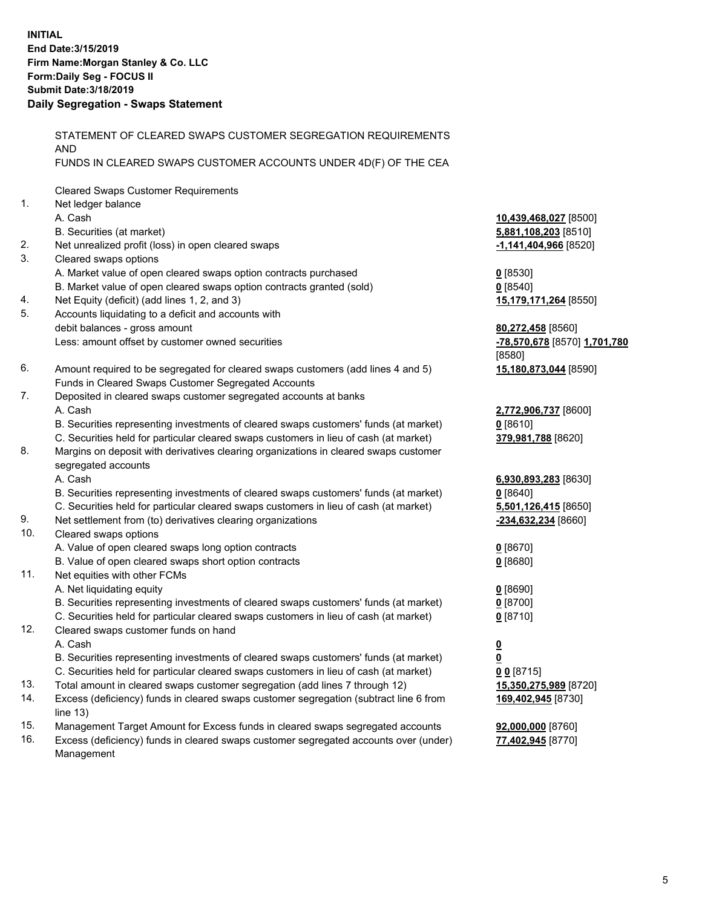**INITIAL**
**End Date:3/15/2019**
**Firm Name:Morgan Stanley & Co. LLC**
**Form:Daily Seg - FOCUS II**
**Submit Date:3/18/2019**
**Daily Segregation - Swaps Statement**

STATEMENT OF CLEARED SWAPS CUSTOMER SEGREGATION REQUIREMENTS AND FUNDS IN CLEARED SWAPS CUSTOMER ACCOUNTS UNDER 4D(F) OF THE CEA

| | | |
|---|---|---|
| | Cleared Swaps Customer Requirements | |
| 1. | Net ledger balance | |
| | A. Cash | **10,439,468,027** [8500] |
| | B. Securities (at market) | **5,881,108,203** [8510] |
| 2. | Net unrealized profit (loss) in open cleared swaps | **-1,141,404,966** [8520] |
| 3. | Cleared swaps options | |
| | A. Market value of open cleared swaps option contracts purchased | **0** [8530] |
| | B. Market value of open cleared swaps option contracts granted (sold) | **0** [8540] |
| 4. | Net Equity (deficit) (add lines 1, 2, and 3) | **15,179,171,264** [8550] |
| 5. | Accounts liquidating to a deficit and accounts with debit balances - gross amount | **80,272,458** [8560] |
| | Less: amount offset by customer owned securities | **-78,570,678** [8570] **1,701,780** [8580] |
| 6. | Amount required to be segregated for cleared swaps customers (add lines 4 and 5) | **15,180,873,044** [8590] |
| | Funds in Cleared Swaps Customer Segregated Accounts | |
| 7. | Deposited in cleared swaps customer segregated accounts at banks | |
| | A. Cash | **2,772,906,737** [8600] |
| | B. Securities representing investments of cleared swaps customers' funds (at market) | **0** [8610] |
| | C. Securities held for particular cleared swaps customers in lieu of cash (at market) | **379,981,788** [8620] |
| 8. | Margins on deposit with derivatives clearing organizations in cleared swaps customer segregated accounts | |
| | A. Cash | **6,930,893,283** [8630] |
| | B. Securities representing investments of cleared swaps customers' funds (at market) | **0** [8640] |
| | C. Securities held for particular cleared swaps customers in lieu of cash (at market) | **5,501,126,415** [8650] |
| 9. | Net settlement from (to) derivatives clearing organizations | **-234,632,234** [8660] |
| 10. | Cleared swaps options | |
| | A. Value of open cleared swaps long option contracts | **0** [8670] |
| | B. Value of open cleared swaps short option contracts | **0** [8680] |
| 11. | Net equities with other FCMs | |
| | A. Net liquidating equity | **0** [8690] |
| | B. Securities representing investments of cleared swaps customers' funds (at market) | **0** [8700] |
| | C. Securities held for particular cleared swaps customers in lieu of cash (at market) | **0** [8710] |
| 12. | Cleared swaps customer funds on hand | |
| | A. Cash | **0** |
| | B. Securities representing investments of cleared swaps customers' funds (at market) | **0** |
| | C. Securities held for particular cleared swaps customers in lieu of cash (at market) | **0** **0** [8715] |
| 13. | Total amount in cleared swaps customer segregation (add lines 7 through 12) | **15,350,275,989** [8720] |
| 14. | Excess (deficiency) funds in cleared swaps customer segregation (subtract line 6 from line 13) | **169,402,945** [8730] |
| 15. | Management Target Amount for Excess funds in cleared swaps segregated accounts | **92,000,000** [8760] |
| 16. | Excess (deficiency) funds in cleared swaps customer segregated accounts over (under) Management | **77,402,945** [8770] |